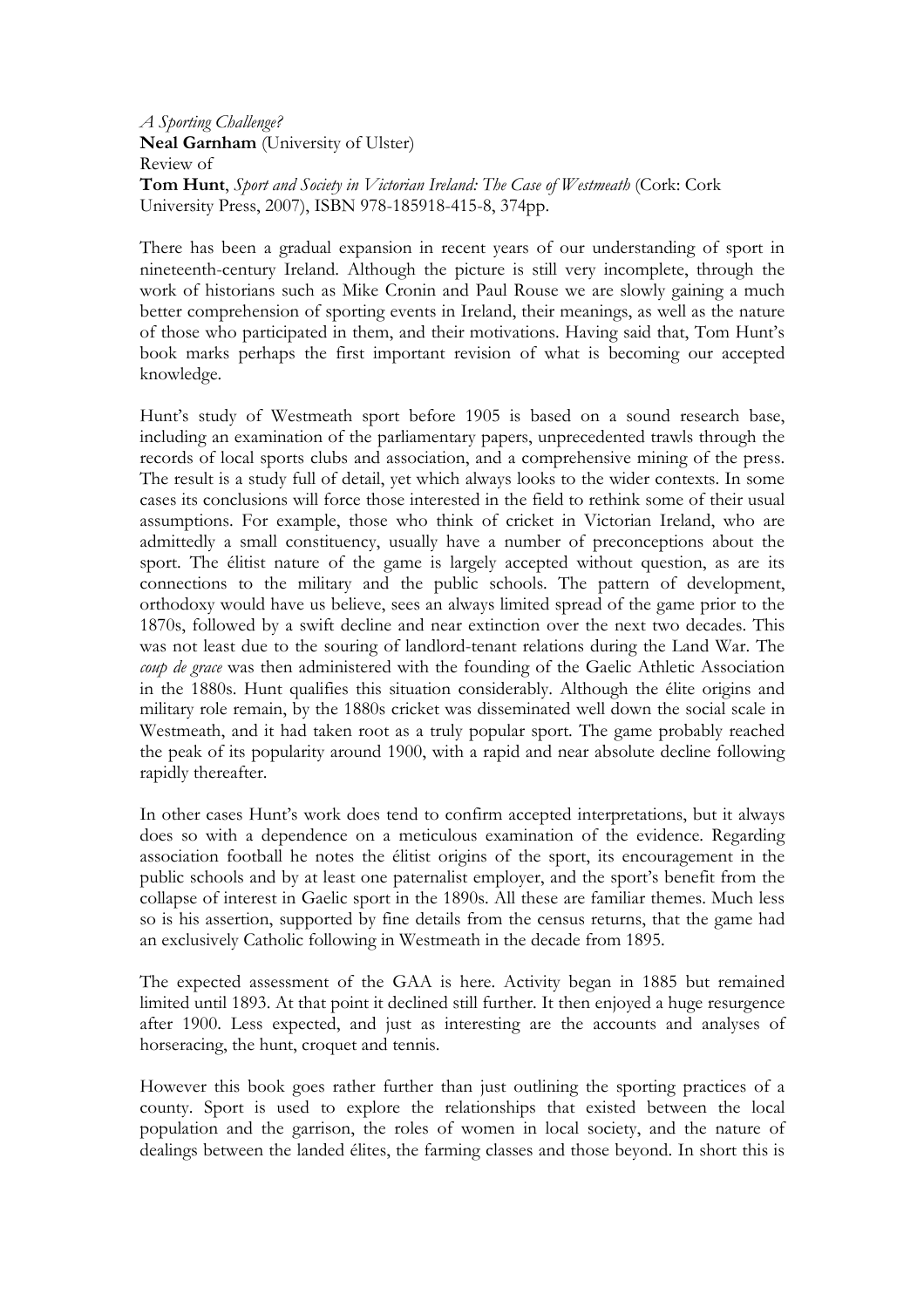*A Sporting Challenge?*
**Neal Garnham** (University of Ulster)
Review of
**Tom Hunt**, *Sport and Society in Victorian Ireland: The Case of Westmeath* (Cork: Cork University Press, 2007), ISBN 978-185918-415-8, 374pp.

There has been a gradual expansion in recent years of our understanding of sport in nineteenth-century Ireland. Although the picture is still very incomplete, through the work of historians such as Mike Cronin and Paul Rouse we are slowly gaining a much better comprehension of sporting events in Ireland, their meanings, as well as the nature of those who participated in them, and their motivations. Having said that, Tom Hunt's book marks perhaps the first important revision of what is becoming our accepted knowledge.

Hunt's study of Westmeath sport before 1905 is based on a sound research base, including an examination of the parliamentary papers, unprecedented trawls through the records of local sports clubs and association, and a comprehensive mining of the press. The result is a study full of detail, yet which always looks to the wider contexts. In some cases its conclusions will force those interested in the field to rethink some of their usual assumptions. For example, those who think of cricket in Victorian Ireland, who are admittedly a small constituency, usually have a number of preconceptions about the sport. The élitist nature of the game is largely accepted without question, as are its connections to the military and the public schools. The pattern of development, orthodoxy would have us believe, sees an always limited spread of the game prior to the 1870s, followed by a swift decline and near extinction over the next two decades. This was not least due to the souring of landlord-tenant relations during the Land War. The *coup de grace* was then administered with the founding of the Gaelic Athletic Association in the 1880s. Hunt qualifies this situation considerably. Although the élite origins and military role remain, by the 1880s cricket was disseminated well down the social scale in Westmeath, and it had taken root as a truly popular sport. The game probably reached the peak of its popularity around 1900, with a rapid and near absolute decline following rapidly thereafter.

In other cases Hunt's work does tend to confirm accepted interpretations, but it always does so with a dependence on a meticulous examination of the evidence. Regarding association football he notes the élitist origins of the sport, its encouragement in the public schools and by at least one paternalist employer, and the sport's benefit from the collapse of interest in Gaelic sport in the 1890s. All these are familiar themes. Much less so is his assertion, supported by fine details from the census returns, that the game had an exclusively Catholic following in Westmeath in the decade from 1895.

The expected assessment of the GAA is here. Activity began in 1885 but remained limited until 1893. At that point it declined still further. It then enjoyed a huge resurgence after 1900. Less expected, and just as interesting are the accounts and analyses of horseracing, the hunt, croquet and tennis.

However this book goes rather further than just outlining the sporting practices of a county. Sport is used to explore the relationships that existed between the local population and the garrison, the roles of women in local society, and the nature of dealings between the landed élites, the farming classes and those beyond. In short this is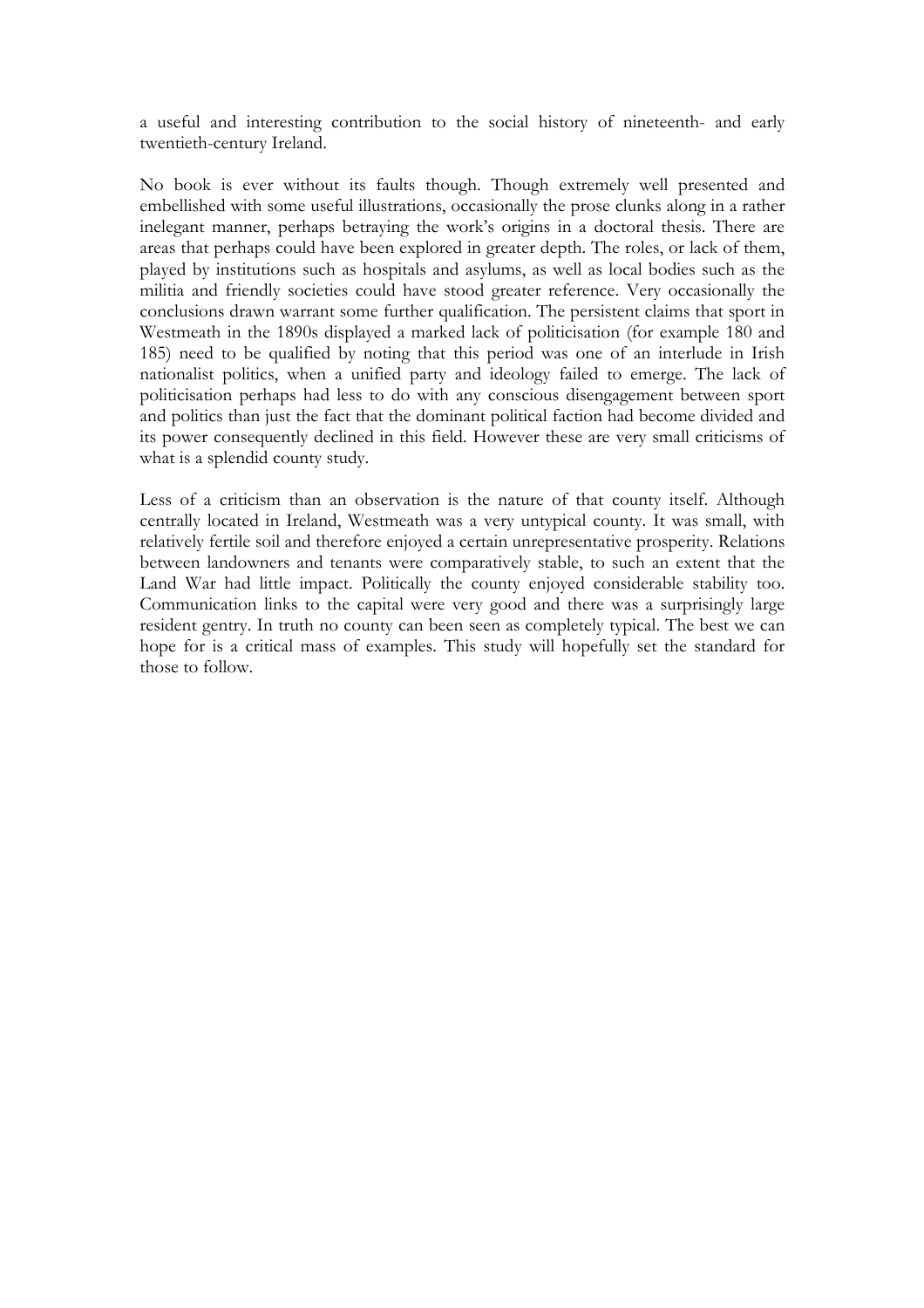a useful and interesting contribution to the social history of nineteenth- and early twentieth-century Ireland.

No book is ever without its faults though. Though extremely well presented and embellished with some useful illustrations, occasionally the prose clunks along in a rather inelegant manner, perhaps betraying the work's origins in a doctoral thesis. There are areas that perhaps could have been explored in greater depth. The roles, or lack of them, played by institutions such as hospitals and asylums, as well as local bodies such as the militia and friendly societies could have stood greater reference. Very occasionally the conclusions drawn warrant some further qualification. The persistent claims that sport in Westmeath in the 1890s displayed a marked lack of politicisation (for example 180 and 185) need to be qualified by noting that this period was one of an interlude in Irish nationalist politics, when a unified party and ideology failed to emerge. The lack of politicisation perhaps had less to do with any conscious disengagement between sport and politics than just the fact that the dominant political faction had become divided and its power consequently declined in this field. However these are very small criticisms of what is a splendid county study.

Less of a criticism than an observation is the nature of that county itself. Although centrally located in Ireland, Westmeath was a very untypical county. It was small, with relatively fertile soil and therefore enjoyed a certain unrepresentative prosperity. Relations between landowners and tenants were comparatively stable, to such an extent that the Land War had little impact. Politically the county enjoyed considerable stability too. Communication links to the capital were very good and there was a surprisingly large resident gentry. In truth no county can been seen as completely typical. The best we can hope for is a critical mass of examples. This study will hopefully set the standard for those to follow.